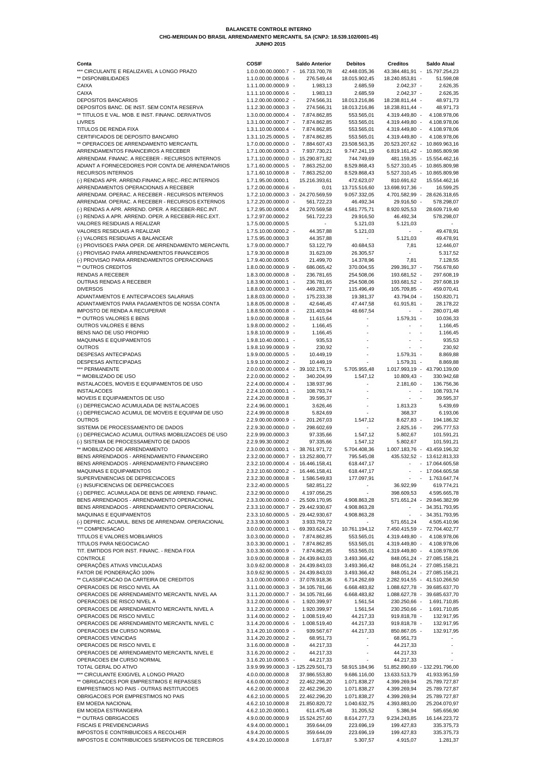**BALANCETE CONTROLE INTERNO**

**CHG-MERIDIAN DO BRASIL ARRENDAMENTO MERCANTIL SA (CNPJ: 18.539.102/0001-45)**

**JUNHO 2015**

| Conta | COSIF | Saldo Anterior | Debitos | Creditos | Saldo Atual |
|---|---|---|---|---|---|
| *** CIRCULANTE E REALIZAVEL A LONGO PRAZO | 1.0.0.00.00.0000.7 | - 16.733.700,78 | 42.448.035,36 | 43.384.481,91 | - 15.797.254,23 |
| ** DISPONIBILIDADES | 1.1.0.00.00.0000.6 | - 276.549,44 | 18.015.902,45 | 18.240.853,81 | - 51.598,08 |
| CAIXA | 1.1.1.00.00.0000.9 | - 1.983,13 | 2.685,59 | 2.042,37 | - 2.626,35 |
| CAIXA | 1.1.1.10.00.0000.6 | - 1.983,13 | 2.685,59 | 2.042,37 | - 2.626,35 |
| DEPOSITOS BANCARIOS | 1.1.2.00.00.0000.2 | - 274.566,31 | 18.013.216,86 | 18.238.811,44 | - 48.971,73 |
| DEPOSITOS BANC. DE INST. SEM CONTA RESERVA | 1.1.2.30.00.0000.3 | - 274.566,31 | 18.013.216,86 | 18.238.811,44 | - 48.971,73 |
| ** TITULOS E VAL. MOB. E INST. FINANC. DERIVATIVOS | 1.3.0.00.00.0000.4 | - 7.874.862,85 | 553.565,01 | 4.319.449,80 | - 4.108.978,06 |
| LIVRES | 1.3.1.00.00.0000.7 | - 7.874.862,85 | 553.565,01 | 4.319.449,80 | - 4.108.978,06 |
| TITULOS DE RENDA FIXA | 1.3.1.10.00.0000.4 | - 7.874.862,85 | 553.565,01 | 4.319.449,80 | - 4.108.978,06 |
| CERTIFICADOS DE DEPOSITO BANCARIO | 1.3.1.10.25.0000.5 | - 7.874.862,85 | 553.565,01 | 4.319.449,80 | - 4.108.978,06 |
| ** OPERACOES DE ARRENDAMENTO MERCANTIL | 1.7.0.00.00.0000.0 | - 7.884.607,43 | 23.508.563,35 | 20.523.207,62 | - 10.869.963,16 |
| ARRENDAMENTOS FINANCEIROS A RECEBER | 1.7.1.00.00.0000.3 | - 7.937.730,21 | 9.747.241,19 | 6.819.161,42 | - 10.865.809,98 |
| ARRENDAM. FINANC. A RECEBER - RECURSOS INTERNOS | 1.7.1.10.00.0000.0 | - 15.290.871,82 | 744.749,69 | 481.159,35 | - 15.554.462,16 |
| ADIANT A FORNECEDORES POR CONTA DE ARRENDATARIOS | 1.7.1.60.00.0000.5 | - 7.863.252,00 | 8.529.868,43 | 5.527.310,45 | - 10.865.809,98 |
| RECURSOS INTERNOS | 1.7.1.60.10.0000.8 | - 7.863.252,00 | 8.529.868,43 | 5.527.310,45 | - 10.865.809,98 |
| (-) RENDAS APR. ARREND.FINANC.A REC.-REC.INTERNOS | 1.7.1.95.00.0000.1 | 15.216.393,61 | 472.623,07 | 810.691,62 | 15.554.462,16 |
| ARRENDAMENTOS OPERACIONAIS A RECEBER | 1.7.2.00.00.0000.6 | - 0,01 | 13.715.516,60 | 13.698.917,36 | - 16.599,25 |
| ARRENDAM. OPERAC. A RECEBER - RECURSOS INTERNOS | 1.7.2.10.00.0000.3 | - 24.270.569,59 | 9.057.332,05 | 4.701.582,99 | - 28.626.318,65 |
| ARRENDAM. OPERAC. A RECEBER - RECURSOS EXTERNOS | 1.7.2.20.00.0000.0 | - 561.722,23 | 46.492,34 | 29.916,50 | - 578.298,07 |
| (-) RENDAS A APR. ARREND. OPER. A RECEBER-REC.INT. | 1.7.2.95.00.0000.4 | 24.270.569,58 | 4.581.775,71 | 8.920.925,53 | 28.609.719,40 |
| (-) RENDAS A APR. ARREND. OPER. A RECEBER-REC.EXT. | 1.7.2.97.00.0000.2 | 561.722,23 | 29.916,50 | 46.492,34 | 578.298,07 |
| VALORES RESIDUAIS A REALIZAR | 1.7.5.00.00.0000.5 | - | 5.121,03 | 5.121,03 | - |
| VALORES RESIDUAIS A REALIZAR | 1.7.5.10.00.0000.2 | - 44.357,88 | 5.121,03 | - | - 49.478,91 |
| (-) VALORES RESIDUAIS A BALANCEAR | 1.7.5.95.00.0000.3 | 44.357,88 | - | 5.121,03 | 49.478,91 |
| (-) PROVISOES PARA OPER. DE ARRENDAMENTO MERCANTIL | 1.7.9.00.00.0000.7 | 53.122,79 | 40.684,53 | 7,81 | 12.446,07 |
| (-) PROVISAO PARA ARRENDAMENTOS FINANCEIROS | 1.7.9.30.00.0000.8 | 31.623,09 | 26.305,57 | - | 5.317,52 |
| (-) PROVISAO PARA ARRENDAMENTOS OPERACIONAIS | 1.7.9.40.00.0000.5 | 21.499,70 | 14.378,96 | 7,81 | 7.128,55 |
| ** OUTROS CREDITOS | 1.8.0.00.00.0000.9 | - 686.065,42 | 370.004,55 | 299.391,37 | - 756.678,60 |
| RENDAS A RECEBER | 1.8.3.00.00.0000.8 | - 236.781,65 | 254.508,06 | 193.681,52 | - 297.608,19 |
| OUTRAS RENDAS A RECEBER | 1.8.3.90.00.0000.1 | - 236.781,65 | 254.508,06 | 193.681,52 | - 297.608,19 |
| DIVERSOS | 1.8.8.00.00.0000.3 | - 449.283,77 | 115.496,49 | 105.709,85 | - 459.070,41 |
| ADIANTAMENTOS E ANTECIPACOES SALARIAIS | 1.8.8.03.00.0000.0 | - 175.233,38 | 19.381,37 | 43.794,04 | - 150.820,71 |
| ADIANTAMENTOS PARA PAGAMENTOS DE NOSSA CONTA | 1.8.8.05.00.0000.8 | - 42.646,45 | 47.447,58 | 61.915,81 | - 28.178,22 |
| IMPOSTO DE RENDA A RECUPERAR | 1.8.8.50.00.0000.8 | - 231.403,94 | 48.667,54 | - | - 280.071,48 |
| ** OUTROS VALORES E BENS | 1.9.0.00.00.0000.8 | - 11.615,64 | - | 1.579,31 | - 10.036,33 |
| OUTROS VALORES E BENS | 1.9.8.00.00.0000.2 | - 1.166,45 | - | - | - 1.166,45 |
| BENS NAO DE USO PROPRIO | 1.9.8.10.00.0000.9 | - 1.166,45 | - | - | - 1.166,45 |
| MAQUINAS E EQUIPAMENTOS | 1.9.8.10.40.0000.1 | - 935,53 | - | - | - 935,53 |
| OUTROS | 1.9.8.10.99.0000.9 | - 230,92 | - | - | - 230,92 |
| DESPESAS ANTECIPADAS | 1.9.9.00.00.0000.5 | - 10.449,19 | - | 1.579,31 | - 8.869,88 |
| DESPESAS ANTECIPADAS | 1.9.9.10.00.0000.2 | - 10.449,19 | - | 1.579,31 | - 8.869,88 |
| *** PERMANENTE | 2.0.0.00.00.0000.4 | - 39.102.176,71 | 5.705.955,48 | 1.017.993,19 | - 43.790.139,00 |
| ** IMOBILIZADO DE USO | 2.2.0.00.00.0000.2 | - 340.204,99 | 1.547,12 | 10.809,43 | - 330.942,68 |
| INSTALACOES, MOVEIS E EQUIPAMENTOS DE USO | 2.2.4.00.00.0000.4 | - 138.937,96 | - | 2.181,60 | - 136.756,36 |
| INSTALACOES | 2.2.4.10.00.0000.1 | - 108.793,74 | - | - | - 108.793,74 |
| MOVEIS E EQUIPAMENTOS DE USO | 2.2.4.20.00.0000.8 | - 39.595,37 | - | - | - 39.595,37 |
| (-) DEPRECIACAO ACUMULADA DE INSTALACOES | 2.2.4.96.00.0000.1 | 3.626,46 | - | 1.813,23 | 5.439,69 |
| (-) DEPRECIACAO ACUMUL DE MOVEIS E EQUIPAM DE USO | 2.2.4.99.00.0000.8 | 5.824,69 | - | 368,37 | 6.193,06 |
| OUTROS | 2.2.9.00.00.0000.9 | - 201.267,03 | 1.547,12 | 8.627,83 | - 194.186,32 |
| SISTEMA DE PROCESSAMENTO DE DADOS | 2.2.9.30.00.0000.0 | - 298.602,69 | - | 2.825,16 | - 295.777,53 |
| (-) DEPRECIACAO ACUMUL OUTRAS IMOBILIZACOES DE USO | 2.2.9.99.00.0000.3 | 97.335,66 | 1.547,12 | 5.802,67 | 101.591,21 |
| (-) SISTEMA DE PROCESSAMENTO DE DADOS | 2.2.9.99.30.0000.2 | 97.335,66 | 1.547,12 | 5.802,67 | 101.591,21 |
| ** IMOBILIZADO DE ARRENDAMENTO | 2.3.0.00.00.0000.1 | - 38.761.971,72 | 5.704.408,36 | 1.007.183,76 | - 43.459.196,32 |
| BENS ARRENDADOS - ARRENDAMENTO FINANCEIRO | 2.3.2.00.00.0000.7 | - 13.252.800,77 | 795.545,08 | 435.532,52 | - 13.612.813,33 |
| BENS ARRENDADOS - ARRENDAMENTO FINANCEIRO | 2.3.2.10.00.0000.4 | - 16.446.158,41 | 618.447,17 | - | - 17.064.605,58 |
| MAQUINAS E EQUIPAMENTOS | 2.3.2.10.60.0000.2 | - 16.446.158,41 | 618.447,17 | - | - 17.064.605,58 |
| SUPERVENIENCIAS DE DEPRECIACOES | 2.3.2.30.00.0000.8 | - 1.586.549,83 | 177.097,91 | - | - 1.763.647,74 |
| (-) INSUFICIENCIAS DE DEPRECIACOES | 2.3.2.40.00.0000.5 | 582.851,22 | - | 36.922,99 | 619.774,21 |
| (-) DEPREC. ACUMULADA DE BENS DE ARREND. FINANC. | 2.3.2.90.00.0000.0 | 4.197.056,25 | - | 398.609,53 | 4.595.665,78 |
| BENS ARRENDADOS - ARRENDAMENTO OPERACIONAL | 2.3.3.00.00.0000.0 | - 25.509.170,95 | 4.908.863,28 | 571.651,24 | - 29.846.382,99 |
| BENS ARRENDADOS - ARRENDAMENTO OPERACIONAL | 2.3.3.10.00.0000.7 | - 29.442.930,67 | 4.908.863,28 | - | - 34.351.793,95 |
| MAQUINAS E EQUIPAMENTOS | 2.3.3.10.60.0000.5 | - 29.442.930,67 | 4.908.863,28 | - | - 34.351.793,95 |
| (-) DEPREC. ACUMUL. BENS DE ARRENDAM. OPERACIONAL | 2.3.3.90.00.0000.3 | 3.933.759,72 | - | 571.651,24 | 4.505.410,96 |
| *** COMPENSACAO | 3.0.0.00.00.0000.1 | - 69.393.624,24 | 10.761.194,12 | 7.450.415,59 | - 72.704.402,77 |
| TITULOS E VALORES MOBILIARIOS | 3.0.3.00.00.0000.0 | - 7.874.862,85 | 553.565,01 | 4.319.449,80 | - 4.108.978,06 |
| TITULOS PARA NEGOCIACAO | 3.0.3.30.00.0000.1 | - 7.874.862,85 | 553.565,01 | 4.319.449,80 | - 4.108.978,06 |
| TIT. EMITIDOS POR INST. FINANC. - RENDA FIXA | 3.0.3.30.60.0000.9 | - 7.874.862,85 | 553.565,01 | 4.319.449,80 | - 4.108.978,06 |
| CONTROLE | 3.0.9.00.00.0000.8 | - 24.439.843,03 | 3.493.366,42 | 848.051,24 | - 27.085.158,21 |
| OPERAÇÕES ATIVAS VINCULADAS | 3.0.9.62.00.0000.8 | - 24.439.843,03 | 3.493.366,42 | 848.051,24 | - 27.085.158,21 |
| FATOR DE PONDERAÇÃO 100% | 3.0.9.62.90.0000.5 | - 24.439.843,03 | 3.493.366,42 | 848.051,24 | - 27.085.158,21 |
| ** CLASSIFICACAO DA CARTEIRA DE CREDITOS | 3.1.0.00.00.0000.0 | - 37.078.918,36 | 6.714.262,69 | 2.282.914,55 | - 41.510.266,50 |
| OPERACOES DE RISCO NIVEL AA | 3.1.1.00.00.0000.3 | - 34.105.781,66 | 6.668.483,82 | 1.088.627,78 | - 39.685.637,70 |
| OPERACOES DE ARRENDAMENTO MERCANTIL NIVEL AA | 3.1.1.20.00.0000.7 | - 34.105.781,66 | 6.668.483,82 | 1.088.627,78 | - 39.685.637,70 |
| OPERACOES DE RISCO NIVEL A | 3.1.2.00.00.0000.6 | - 1.920.399,97 | 1.561,54 | 230.250,66 | - 1.691.710,85 |
| OPERACOES DE ARRENDAMENTO MERCANTIL NIVEL A | 3.1.2.20.00.0000.0 | - 1.920.399,97 | 1.561,54 | 230.250,66 | - 1.691.710,85 |
| OPERACOES DE RISCO NIVELC | 3.1.4.00.00.0000.2 | - 1.008.519,40 | 44.217,33 | 919.818,78 | - 132.917,95 |
| OPERACOES DE ARRENDAMENTO MERCANTIL NIVEL C | 3.1.4.20.00.0000.6 | - 1.008.519,40 | 44.217,33 | 919.818,78 | - 132.917,95 |
| OPERACOES EM CURSO NORMAL | 3.1.4.20.10.0000.9 | - 939.567,67 | 44.217,33 | 850.867,05 | - 132.917,95 |
| OPERACOES VENCIDAS | 3.1.4.20.20.0000.2 | - 68.951,73 | - | 68.951,73 | - |
| OPERACOES DE RISCO NIVEL E | 3.1.6.00.00.0000.8 | - 44.217,33 | - | 44.217,33 | - |
| OPERACOES DE ARRENDAMENTO MERCANTIL NIVEL E | 3.1.6.20.00.0000.2 | - 44.217,33 | - | 44.217,33 | - |
| OPERACOES EM CURSO NORMAL | 3.1.6.20.10.0000.5 | - 44.217,33 | - | 44.217,33 | - |
| TOTAL GERAL DO ATIVO | 3.9.9.99.99.0000.3 | - 125.229.501,73 | 58.915.184,96 | 51.852.890,69 | - 132.291.796,00 |
| *** CIRCULANTE EXIGIVEL A LONGO PRAZO | 4.0.0.00.00.0000.8 | 37.986.553,80 | 9.686.116,00 | 13.633.513,79 | 41.933.951,59 |
| ** OBRIGACOES POR EMPRESTIMOS E REPASSES | 4.6.0.00.00.0000.2 | 22.462.296,20 | 1.071.838,27 | 4.399.269,94 | 25.789.727,87 |
| EMPRESTIMOS NO PAIS - OUTRAS INSTITUICOES | 4.6.2.00.00.0000.8 | 22.462.296,20 | 1.071.838,27 | 4.399.269,94 | 25.789.727,87 |
| OBRIGACOES POR EMPRESTIMOS NO PAIS | 4.6.2.10.00.0000.5 | 22.462.296,20 | 1.071.838,27 | 4.399.269,94 | 25.789.727,87 |
| EM MOEDA NACIONAL | 4.6.2.10.10.0000.8 | 21.850.820,72 | 1.040.632,75 | 4.393.883,00 | 25.204.070,97 |
| EM MOEDA ESTRANGEIRA | 4.6.2.10.20.0000.1 | 611.475,48 | 31.205,52 | 5.386,94 | 585.656,90 |
| ** OUTRAS OBRIGACOES | 4.9.0.00.00.0000.9 | 15.524.257,60 | 8.614.277,73 | 9.234.243,85 | 16.144.223,72 |
| FISCAIS E PREVIDENCIARIAS | 4.9.4.00.00.0000.1 | 359.644,09 | 223.696,19 | 199.427,83 | 335.375,73 |
| IMPOSTOS E CONTRIBUICOES A RECOLHER | 4.9.4.20.00.0000.5 | 359.644,09 | 223.696,19 | 199.427,83 | 335.375,73 |
| IMPOSTOS E CONTRIBUICOES S/SERVICOS DE TERCEIROS | 4.9.4.20.10.0000.8 | 1.673,87 | 5.307,57 | 4.915,07 | 1.281,37 |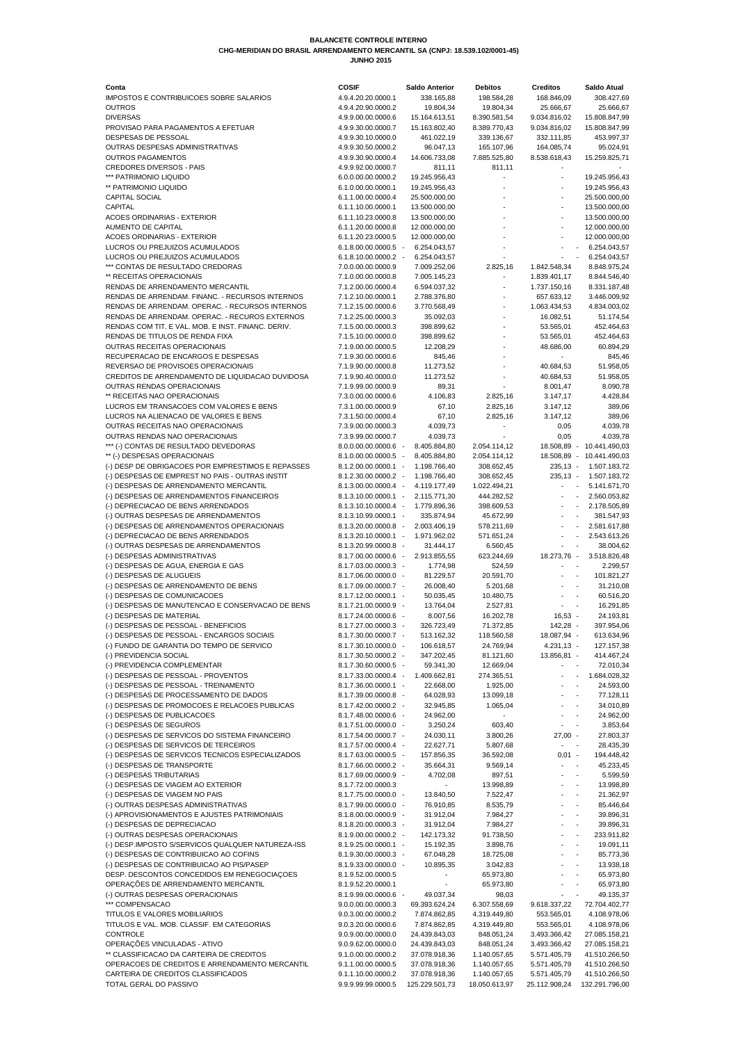**BALANCETE CONTROLE INTERNO**
**CHG-MERIDIAN DO BRASIL ARRENDAMENTO MERCANTIL SA (CNPJ: 18.539.102/0001-45)**
**JUNHO 2015**

| Conta | COSIF | Saldo Anterior | Debitos | Creditos | Saldo Atual |
|---|---|---|---|---|---|
| IMPOSTOS E CONTRIBUICOES SOBRE SALARIOS | 4.9.4.20.20.0000.1 | 338.165,88 | 198.584,28 | 168.846,09 | 308.427,69 |
| OUTROS | 4.9.4.20.90.0000.2 | 19.804,34 | 19.804,34 | 25.666,67 | 25.666,67 |
| DIVERSAS | 4.9.9.00.00.0000.6 | 15.164.613,51 | 8.390.581,54 | 9.034.816,02 | 15.808.847,99 |
| PROVISAO PARA PAGAMENTOS A EFETUAR | 4.9.9.30.00.0000.7 | 15.163.802,40 | 8.389.770,43 | 9.034.816,02 | 15.808.847,99 |
| DESPESAS DE PESSOAL | 4.9.9.30.10.0000.0 | 461.022,19 | 339.136,67 | 332.111,85 | 453.997,37 |
| OUTRAS DESPESAS ADMINISTRATIVAS | 4.9.9.30.50.0000.2 | 96.047,13 | 165.107,96 | 164.085,74 | 95.024,91 |
| OUTROS PAGAMENTOS | 4.9.9.30.90.0000.4 | 14.606.733,08 | 7.885.525,80 | 8.538.618,43 | 15.259.825,71 |
| CREDORES DIVERSOS - PAIS | 4.9.9.92.00.0000.7 | 811,11 | 811,11 | - | - |
| *** PATRIMONIO LIQUIDO | 6.0.0.00.00.0000.2 | 19.245.956,43 | - | - | 19.245.956,43 |
| ** PATRIMONIO LIQUIDO | 6.1.0.00.00.0000.1 | 19.245.956,43 | - | - | 19.245.956,43 |
| CAPITAL SOCIAL | 6.1.1.00.00.0000.4 | 25.500.000,00 | - | - | 25.500.000,00 |
| CAPITAL | 6.1.1.10.00.0000.1 | 13.500.000,00 | - | - | 13.500.000,00 |
| ACOES ORDINARIAS - EXTERIOR | 6.1.1.10.23.0000.8 | 13.500.000,00 | - | - | 13.500.000,00 |
| AUMENTO DE CAPITAL | 6.1.1.20.00.0000.8 | 12.000.000,00 | - | - | 12.000.000,00 |
| ACOES ORDINARIAS - EXTERIOR | 6.1.1.20.23.0000.5 | 12.000.000,00 | - | - | 12.000.000,00 |
| LUCROS OU PREJUIZOS ACUMULADOS | 6.1.8.00.00.0000.5 | - 6.254.043,57 | - | - | - 6.254.043,57 |
| LUCROS OU PREJUIZOS ACUMULADOS | 6.1.8.10.00.0000.2 | - 6.254.043,57 | - | - | - 6.254.043,57 |
| *** CONTAS DE RESULTADO CREDORAS | 7.0.0.00.00.0000.9 | 7.009.252,06 | 2.825,16 | 1.842.548,34 | 8.848.975,24 |
| ** RECEITAS OPERACIONAIS | 7.1.0.00.00.0000.8 | 7.005.145,23 | - | 1.839.401,17 | 8.844.546,40 |
| RENDAS DE ARRENDAMENTO MERCANTIL | 7.1.2.00.00.0000.4 | 6.594.037,32 | - | 1.737.150,16 | 8.331.187,48 |
| RENDAS DE ARRENDAM. FINANC. - RECURSOS INTERNOS | 7.1.2.10.00.0000.1 | 2.788.376,80 | - | 657.633,12 | 3.446.009,92 |
| RENDAS DE ARRENDAM. OPERAC. - RECURSOS INTERNOS | 7.1.2.15.00.0000.6 | 3.770.568,49 | - | 1.063.434,53 | 4.834.003,02 |
| RENDAS DE ARRENDAM. OPERAC. - RECUROS EXTERNOS | 7.1.2.25.00.0000.3 | 35.092,03 | - | 16.082,51 | 51.174,54 |
| RENDAS COM TIT. E VAL. MOB. E INST. FINANC. DERIV. | 7.1.5.00.00.0000.3 | 398.899,62 | - | 53.565,01 | 452.464,63 |
| RENDAS DE TITULOS DE RENDA FIXA | 7.1.5.10.00.0000.0 | 398.899,62 | - | 53.565,01 | 452.464,63 |
| OUTRAS RECEITAS OPERACIONAIS | 7.1.9.00.00.0000.5 | 12.208,29 | - | 48.686,00 | 60.894,29 |
| RECUPERACAO DE ENCARGOS E DESPESAS | 7.1.9.30.00.0000.6 | 845,46 | - | - | 845,46 |
| REVERSAO DE PROVISOES OPERACIONAIS | 7.1.9.90.00.0000.8 | 11.273,52 | - | 40.684,53 | 51.958,05 |
| CREDITOS DE ARRENDAMENTO DE LIQUIDACAO DUVIDOSA | 7.1.9.90.40.0000.0 | 11.273,52 | - | 40.684,53 | 51.958,05 |
| OUTRAS RENDAS OPERACIONAIS | 7.1.9.99.00.0000.9 | 89,31 | - | 8.001,47 | 8.090,78 |
| ** RECEITAS NAO OPERACIONAIS | 7.3.0.00.00.0000.6 | 4.106,83 | 2.825,16 | 3.147,17 | 4.428,84 |
| LUCROS EM TRANSACOES COM VALORES E BENS | 7.3.1.00.00.0000.9 | 67,10 | 2.825,16 | 3.147,12 | 389,06 |
| LUCROS NA ALIENACAO DE VALORES E BENS | 7.3.1.50.00.0000.4 | 67,10 | 2.825,16 | 3.147,12 | 389,06 |
| OUTRAS RECEITAS NAO OPERACIONAIS | 7.3.9.00.00.0000.3 | 4.039,73 | - | 0,05 | 4.039,78 |
| OUTRAS RENDAS NAO OPERACIONAIS | 7.3.9.99.00.0000.7 | 4.039,73 | - | 0,05 | 4.039,78 |
| *** (-) CONTAS DE RESULTADO DEVEDORAS | 8.0.0.00.00.0000.6 | - 8.405.884,80 | 2.054.114,12 | 18.508,89 | - 10.441.490,03 |
| ** (-) DESPESAS OPERACIONAIS | 8.1.0.00.00.0000.5 | - 8.405.884,80 | 2.054.114,12 | 18.508,89 | - 10.441.490,03 |
| (-) DESP DE OBRIGACOES POR EMPRESTIMOS E REPASSES | 8.1.2.00.00.0000.1 | - 1.198.766,40 | 308.652,45 | 235,13 | - 1.507.183,72 |
| (-) DESPESAS DE EMPREST NO PAIS - OUTRAS INSTIT | 8.1.2.30.00.0000.2 | - 1.198.766,40 | 308.652,45 | 235,13 | - 1.507.183,72 |
| (-) DESPESAS DE ARRENDAMENTO MERCANTIL | 8.1.3.00.00.0000.4 | - 4.119.177,49 | 1.022.494,21 | - | - 5.141.671,70 |
| (-) DESPESAS DE ARRENDAMENTOS FINANCEIROS | 8.1.3.10.00.0000.1 | - 2.115.771,30 | 444.282,52 | - | - 2.560.053,82 |
| (-) DEPRECIACAO DE BENS ARRENDADOS | 8.1.3.10.10.0000.4 | - 1.779.896,36 | 398.609,53 | - | - 2.178.505,89 |
| (-) OUTRAS DESPESAS DE ARRENDAMENTOS | 8.1.3.10.99.0000.1 | - 335.874,94 | 45.672,99 | - | - 381.547,93 |
| (-) DESPESAS DE ARRENDAMENTOS OPERACIONAIS | 8.1.3.20.00.0000.8 | - 2.003.406,19 | 578.211,69 | - | - 2.581.617,88 |
| (-) DEPRECIACAO DE BENS ARRENDADOS | 8.1.3.20.10.0000.1 | - 1.971.962,02 | 571.651,24 | - | - 2.543.613,26 |
| (-) OUTRAS DESPESAS DE ARRENDAMENTOS | 8.1.3.20.99.0000.8 | - 31.444,17 | 6.560,45 | - | - 38.004,62 |
| (-) DESPESAS ADMINISTRATIVAS | 8.1.7.00.00.0000.6 | - 2.913.855,55 | 623.244,69 | 18.273,76 | - 3.518.826,48 |
| (-) DESPESAS DE AGUA, ENERGIA E GAS | 8.1.7.03.00.0000.3 | - 1.774,98 | 524,59 | - | - 2.299,57 |
| (-) DESPESAS DE ALUGUEIS | 8.1.7.06.00.0000.0 | - 81.229,57 | 20.591,70 | - | - 101.821,27 |
| (-) DESPESAS DE ARRENDAMENTO DE BENS | 8.1.7.09.00.0000.7 | - 26.008,40 | 5.201,68 | - | - 31.210,08 |
| (-) DESPESAS DE COMUNICACOES | 8.1.7.12.00.0000.1 | - 50.035,45 | 10.480,75 | - | - 60.516,20 |
| (-) DESPESAS DE MANUTENCAO E CONSERVACAO DE BENS | 8.1.7.21.00.0000.9 | - 13.764,04 | 2.527,81 | - | - 16.291,85 |
| (-) DESPESAS DE MATERIAL | 8.1.7.24.00.0000.6 | - 8.007,56 | 16.202,78 | 16,53 | - 24.193,81 |
| (-) DESPESAS DE PESSOAL - BENEFICIOS | 8.1.7.27.00.0000.3 | - 326.723,49 | 71.372,85 | 142,28 | - 397.954,06 |
| (-) DESPESAS DE PESSOAL - ENCARGOS SOCIAIS | 8.1.7.30.00.0000.7 | - 513.162,32 | 118.560,58 | 18.087,94 | - 613.634,96 |
| (-) FUNDO DE GARANTIA DO TEMPO DE SERVICO | 8.1.7.30.10.0000.0 | - 106.618,57 | 24.769,94 | 4.231,13 | - 127.157,38 |
| (-) PREVIDENCIA SOCIAL | 8.1.7.30.50.0000.2 | - 347.202,45 | 81.121,60 | 13.856,81 | - 414.467,24 |
| (-) PREVIDENCIA COMPLEMENTAR | 8.1.7.30.60.0000.5 | - 59.341,30 | 12.669,04 | - | - 72.010,34 |
| (-) DESPESAS DE PESSOAL - PROVENTOS | 8.1.7.33.00.0000.4 | - 1.409.662,81 | 274.365,51 | - | - 1.684.028,32 |
| (-) DESPESAS DE PESSOAL - TREINAMENTO | 8.1.7.36.00.0000.1 | - 22.668,00 | 1.925,00 | - | - 24.593,00 |
| (-) DESPESAS DE PROCESSAMENTO DE DADOS | 8.1.7.39.00.0000.8 | - 64.028,93 | 13.099,18 | - | - 77.128,11 |
| (-) DESPESAS DE PROMOCOES E RELACOES PUBLICAS | 8.1.7.42.00.0000.2 | - 32.945,85 | 1.065,04 | - | - 34.010,89 |
| (-) DESPESAS DE PUBLICACOES | 8.1.7.48.00.0000.6 | - 24.962,00 | - | - | - 24.962,00 |
| (-) DESPESAS DE SEGUROS | 8.1.7.51.00.0000.0 | - 3.250,24 | 603,40 | - | - 3.853,64 |
| (-) DESPESAS DE SERVICOS DO SISTEMA FINANCEIRO | 8.1.7.54.00.0000.7 | - 24.030,11 | 3.800,26 | 27,00 | - 27.803,37 |
| (-) DESPESAS DE SERVICOS DE TERCEIROS | 8.1.7.57.00.0000.4 | - 22.627,71 | 5.807,68 | - | - 28.435,39 |
| (-) DESPESAS DE SERVICOS TECNICOS ESPECIALIZADOS | 8.1.7.63.00.0000.5 | - 157.856,35 | 36.592,08 | 0,01 | - 194.448,42 |
| (-) DESPESAS DE TRANSPORTE | 8.1.7.66.00.0000.2 | - 35.664,31 | 9.569,14 | - | - 45.233,45 |
| (-) DESPESAS TRIBUTARIAS | 8.1.7.69.00.0000.9 | - 4.702,08 | 897,51 | - | - 5.599,59 |
| (-) DESPESAS DE VIAGEM AO EXTERIOR | 8.1.7.72.00.0000.3 | - | 13.998,89 | - | - 13.998,89 |
| (-) DESPESAS DE VIAGEM NO PAIS | 8.1.7.75.00.0000.0 | - 13.840,50 | 7.522,47 | - | - 21.362,97 |
| (-) OUTRAS DESPESAS ADMINISTRATIVAS | 8.1.7.99.00.0000.0 | - 76.910,85 | 8.535,79 | - | - 85.446,64 |
| (-) APROVISIONAMENTOS E AJUSTES PATRIMONIAIS | 8.1.8.00.00.0000.9 | - 31.912,04 | 7.984,27 | - | - 39.896,31 |
| (-) DESPESAS DE DEPRECIACAO | 8.1.8.20.00.0000.3 | - 31.912,04 | 7.984,27 | - | - 39.896,31 |
| (-) OUTRAS DESPESAS OPERACIONAIS | 8.1.9.00.00.0000.2 | - 142.173,32 | 91.738,50 | - | - 233.911,82 |
| (-) DESP.IMPOSTO S/SERVICOS QUALQUER NATUREZA-ISS | 8.1.9.25.00.0000.1 | - 15.192,35 | 3.898,76 | - | - 19.091,11 |
| (-) DESPESAS DE CONTRIBUICAO AO COFINS | 8.1.9.30.00.0000.3 | - 67.048,28 | 18.725,08 | - | - 85.773,36 |
| (-) DESPESAS DE CONTRIBUICAO AO PIS/PASEP | 8.1.9.33.00.0000.0 | - 10.895,35 | 3.042,83 | - | - 13.938,18 |
| DESP. DESCONTOS CONCEDIDOS EM RENEGOCIAÇOES | 8.1.9.52.00.0000.5 | - | 65.973,80 | - | - 65.973,80 |
| OPERAÇÕES DE ARRENDAMENTO MERCANTIL | 8.1.9.52.00.0000.1 | - | 65.973,80 | - | - 65.973,80 |
| (-) OUTRAS DESPESAS OPERACIONAIS | 8.1.9.99.00.0000.6 | - 49.037,34 | 98,03 | - | - 49.135,37 |
| *** COMPENSACAO | 9.0.0.00.00.0000.3 | 69.393.624,24 | 6.307.558,69 | 9.618.337,22 | 72.704.402,77 |
| TITULOS E VALORES MOBILIARIOS | 9.0.3.00.00.0000.2 | 7.874.862,85 | 4.319.449,80 | 553.565,01 | 4.108.978,06 |
| TITULOS E VAL. MOB. CLASSIF. EM CATEGORIAS | 9.0.3.20.00.0000.6 | 7.874.862,85 | 4.319.449,80 | 553.565,01 | 4.108.978,06 |
| CONTROLE | 9.0.9.00.00.0000.0 | 24.439.843,03 | 848.051,24 | 3.493.366,42 | 27.085.158,21 |
| OPERAÇÕES VINCULADAS - ATIVO | 9.0.9.62.00.0000.0 | 24.439.843,03 | 848.051,24 | 3.493.366,42 | 27.085.158,21 |
| ** CLASSIFICACAO DA CARTEIRA DE CREDITOS | 9.1.0.00.00.0000.2 | 37.078.918,36 | 1.140.057,65 | 5.571.405,79 | 41.510.266,50 |
| OPERACOES DE CREDITOS E ARRENDAMENTO MERCANTIL | 9.1.1.00.00.0000.5 | 37.078.918,36 | 1.140.057,65 | 5.571.405,79 | 41.510.266,50 |
| CARTEIRA DE CREDITOS CLASSIFICADOS | 9.1.1.10.00.0000.2 | 37.078.918,36 | 1.140.057,65 | 5.571.405,79 | 41.510.266,50 |
| TOTAL GERAL DO PASSIVO | 9.9.9.99.99.0000.5 | 125.229.501,73 | 18.050.613,97 | 25.112.908,24 | 132.291.796,00 |